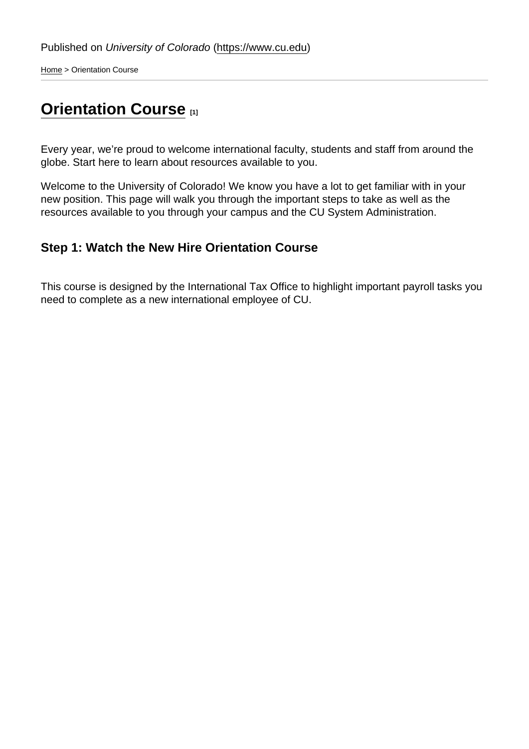Published on *University of Colorado* (https://www.cu.edu)

Home > Orientation Course

# Orientation Course [1]

Every year, we're proud to welcome international faculty, students and staff from around the globe. Start here to learn about resources available to you.

Welcome to the University of Colorado! We know you have a lot to get familiar with in your new position. This page will walk you through the important steps to take as well as the resources available to you through your campus and the CU System Administration.

### Step 1: Watch the New Hire Orientation Course

This course is designed by the International Tax Office to highlight important payroll tasks you need to complete as a new international employee of CU.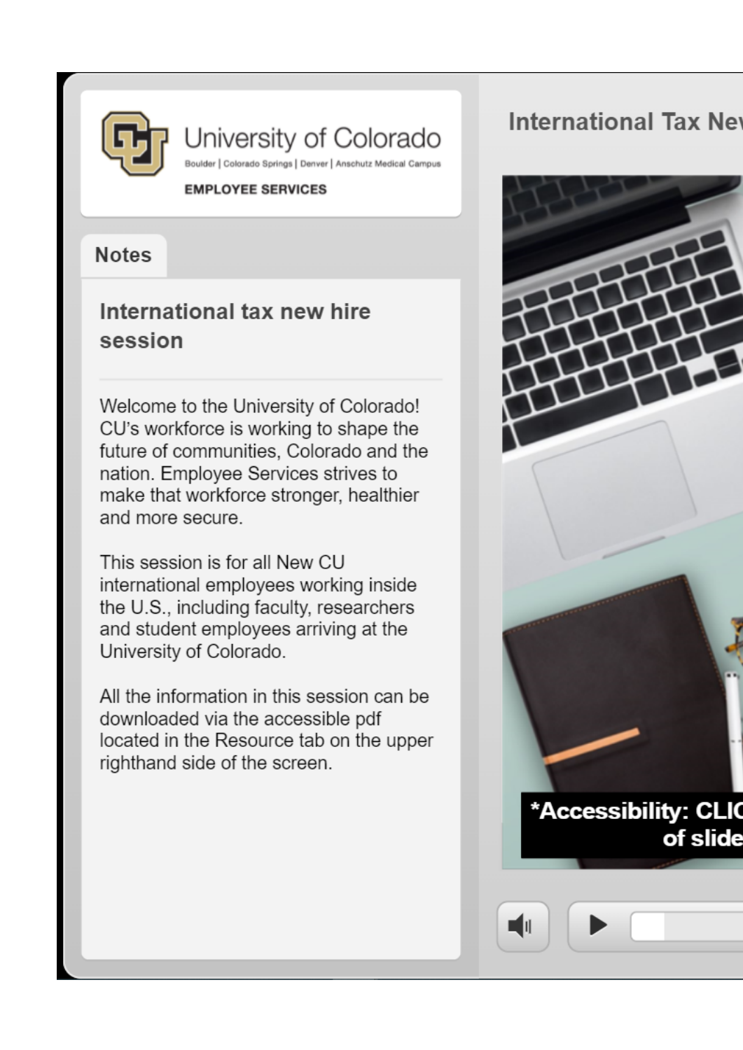University of Colorado
Boulder | Colorado Springs | Denver | Anschutz Medical Campus
EMPLOYEE SERVICES

Notes

## International tax new hire session

Welcome to the University of Colorado! CU's workforce is working to shape the future of communities, Colorado and the nation. Employee Services strives to make that workforce stronger, healthier and more secure.

This session is for all New CU international employees working inside the U.S., including faculty, researchers and student employees arriving at the University of Colorado.

All the information in this session can be downloaded via the accessible pdf located in the Resource tab on the upper righthand side of the screen.

International Tax Ne

*Accessibility: CLIC
of slide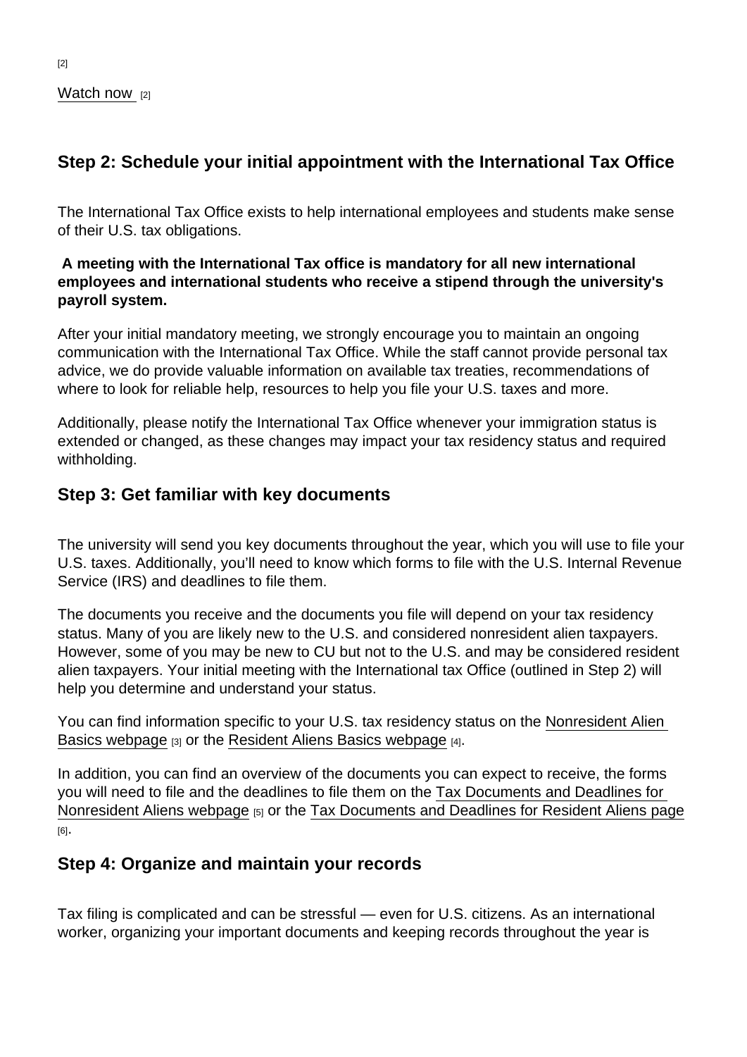[2]

Watch now [2]

## Step 2: Schedule your initial appointment with the International Tax Office

The International Tax Office exists to help international employees and students make sense of their U.S. tax obligations.

**A meeting with the International Tax office is mandatory for all new international employees and international students who receive a stipend through the university's payroll system.**

After your initial mandatory meeting, we strongly encourage you to maintain an ongoing communication with the International Tax Office. While the staff cannot provide personal tax advice, we do provide valuable information on available tax treaties, recommendations of where to look for reliable help, resources to help you file your U.S. taxes and more.

Additionally, please notify the International Tax Office whenever your immigration status is extended or changed, as these changes may impact your tax residency status and required withholding.

## Step 3: Get familiar with key documents

The university will send you key documents throughout the year, which you will use to file your U.S. taxes. Additionally, you'll need to know which forms to file with the U.S. Internal Revenue Service (IRS) and deadlines to file them.

The documents you receive and the documents you file will depend on your tax residency status. Many of you are likely new to the U.S. and considered nonresident alien taxpayers. However, some of you may be new to CU but not to the U.S. and may be considered resident alien taxpayers. Your initial meeting with the International tax Office (outlined in Step 2) will help you determine and understand your status.

You can find information specific to your U.S. tax residency status on the Nonresident Alien Basics webpage [3] or the Resident Aliens Basics webpage [4].

In addition, you can find an overview of the documents you can expect to receive, the forms you will need to file and the deadlines to file them on the Tax Documents and Deadlines for Nonresident Aliens webpage [5] or the Tax Documents and Deadlines for Resident Aliens page [6].

## Step 4: Organize and maintain your records

Tax filing is complicated and can be stressful — even for U.S. citizens. As an international worker, organizing your important documents and keeping records throughout the year is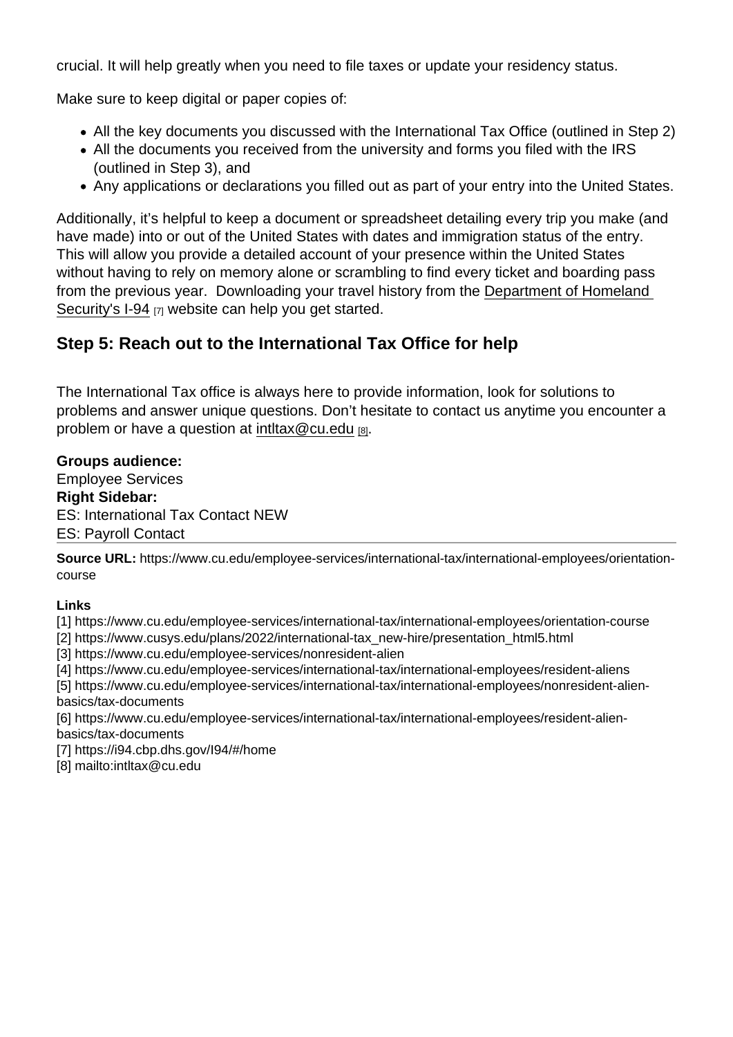crucial. It will help greatly when you need to file taxes or update your residency status.

Make sure to keep digital or paper copies of:

- All the key documents you discussed with the International Tax Office (outlined in Step 2)
- All the documents you received from the university and forms you filed with the IRS (outlined in Step 3), and
- Any applications or declarations you filled out as part of your entry into the United States.

Additionally, it's helpful to keep a document or spreadsheet detailing every trip you make (and have made) into or out of the United States with dates and immigration status of the entry. This will allow you provide a detailed account of your presence within the United States without having to rely on memory alone or scrambling to find every ticket and boarding pass from the previous year. Downloading your travel history from the Department of Homeland Security's I-94 [7] website can help you get started.

## Step 5: Reach out to the International Tax Office for help

The International Tax office is always here to provide information, look for solutions to problems and answer unique questions. Don't hesitate to contact us anytime you encounter a problem or have a question at intltax@cu.edu [8].

**Groups audience:**
Employee Services
**Right Sidebar:**
ES: International Tax Contact NEW
ES: Payroll Contact

**Source URL:** https://www.cu.edu/employee-services/international-tax/international-employees/orientation-course

**Links**
[1] https://www.cu.edu/employee-services/international-tax/international-employees/orientation-course
[2] https://www.cusys.edu/plans/2022/international-tax_new-hire/presentation_html5.html
[3] https://www.cu.edu/employee-services/nonresident-alien
[4] https://www.cu.edu/employee-services/international-tax/international-employees/resident-aliens
[5] https://www.cu.edu/employee-services/international-tax/international-employees/nonresident-alien-basics/tax-documents
[6] https://www.cu.edu/employee-services/international-tax/international-employees/resident-alien-basics/tax-documents
[7] https://i94.cbp.dhs.gov/I94/#/home
[8] mailto:intltax@cu.edu